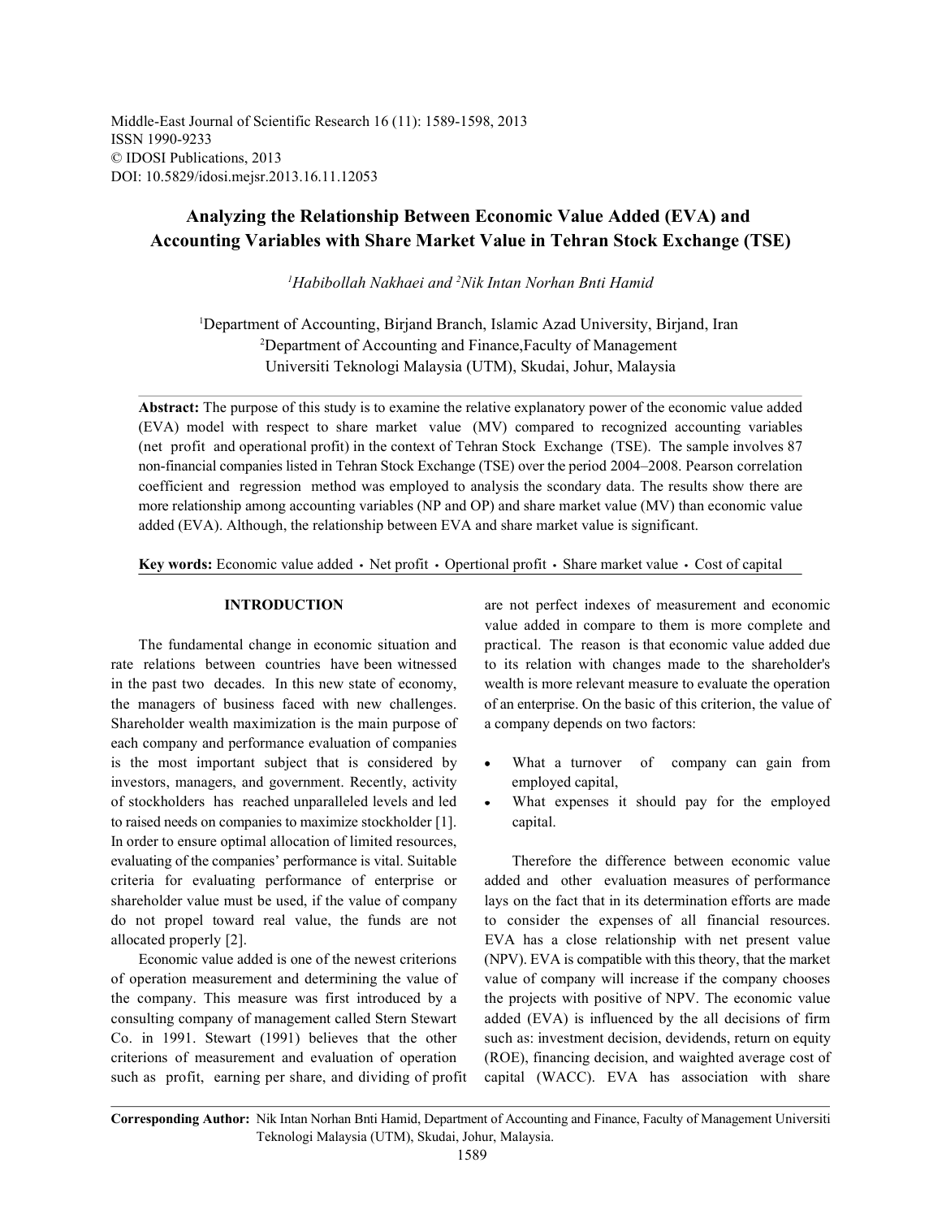# Analyzing the Relationship Between Economic Value Added (EVA) and Accounting Variables with Share Market Value in Tehran Stock Exchange (TSE)

[1]Habibollah Nakhaei and [2]Nik Intan Norhan Bnti Hamid

[1]Department of Accounting, Birjand Branch, Islamic Azad University, Birjand, Iran
[2]Department of Accounting and Finance,Faculty of Management
Universiti Teknologi Malaysia (UTM), Skudai, Johur, Malaysia

**Abstract:** The purpose of this study is to examine the relative explanatory power of the economic value added (EVA) model with respect to share market value (MV) compared to recognized accounting variables (net profit and operational profit) in the context of Tehran Stock Exchange (TSE). The sample involves 87 non-financial companies listed in Tehran Stock Exchange (TSE) over the period 2004–2008. Pearson correlation coefficient and regression method was employed to analysis the scondary data. The results show there are more relationship among accounting variables (NP and OP) and share market value (MV) than economic value added (EVA). Although, the relationship between EVA and share market value is significant.

**Key words:** Economic value added • Net profit • Opertional profit • Share market value • Cost of capital

## INTRODUCTION

The fundamental change in economic situation and rate relations between countries have been witnessed in the past two decades. In this new state of economy, the managers of business faced with new challenges. Shareholder wealth maximization is the main purpose of each company and performance evaluation of companies is the most important subject that is considered by investors, managers, and government. Recently, activity of stockholders has reached unparalleled levels and led to raised needs on companies to maximize stockholder [1]. In order to ensure optimal allocation of limited resources, evaluating of the companies' performance is vital. Suitable criteria for evaluating performance of enterprise or shareholder value must be used, if the value of company do not propel toward real value, the funds are not allocated properly [2].

Economic value added is one of the newest criterions of operation measurement and determining the value of the company. This measure was first introduced by a consulting company of management called Stern Stewart Co. in 1991. Stewart (1991) believes that the other criterions of measurement and evaluation of operation such as profit, earning per share, and dividing of profit are not perfect indexes of measurement and economic value added in compare to them is more complete and practical. The reason is that economic value added due to its relation with changes made to the shareholder's wealth is more relevant measure to evaluate the operation of an enterprise. On the basic of this criterion, the value of a company depends on two factors:

- What a turnover of company can gain from employed capital,
- What expenses it should pay for the employed capital.

Therefore the difference between economic value added and other evaluation measures of performance lays on the fact that in its determination efforts are made to consider the expenses of all financial resources. EVA has a close relationship with net present value (NPV). EVA is compatible with this theory, that the market value of company will increase if the company chooses the projects with positive of NPV. The economic value added (EVA) is influenced by the all decisions of firm such as: investment decision, dividends, return on equity (ROE), financing decision, and waighted average cost of capital (WACC). EVA has association with share

**Corresponding Author:** Nik Intan Norhan Bnti Hamid, Department of Accounting and Finance, Faculty of Management Universiti Teknologi Malaysia (UTM), Skudai, Johur, Malaysia.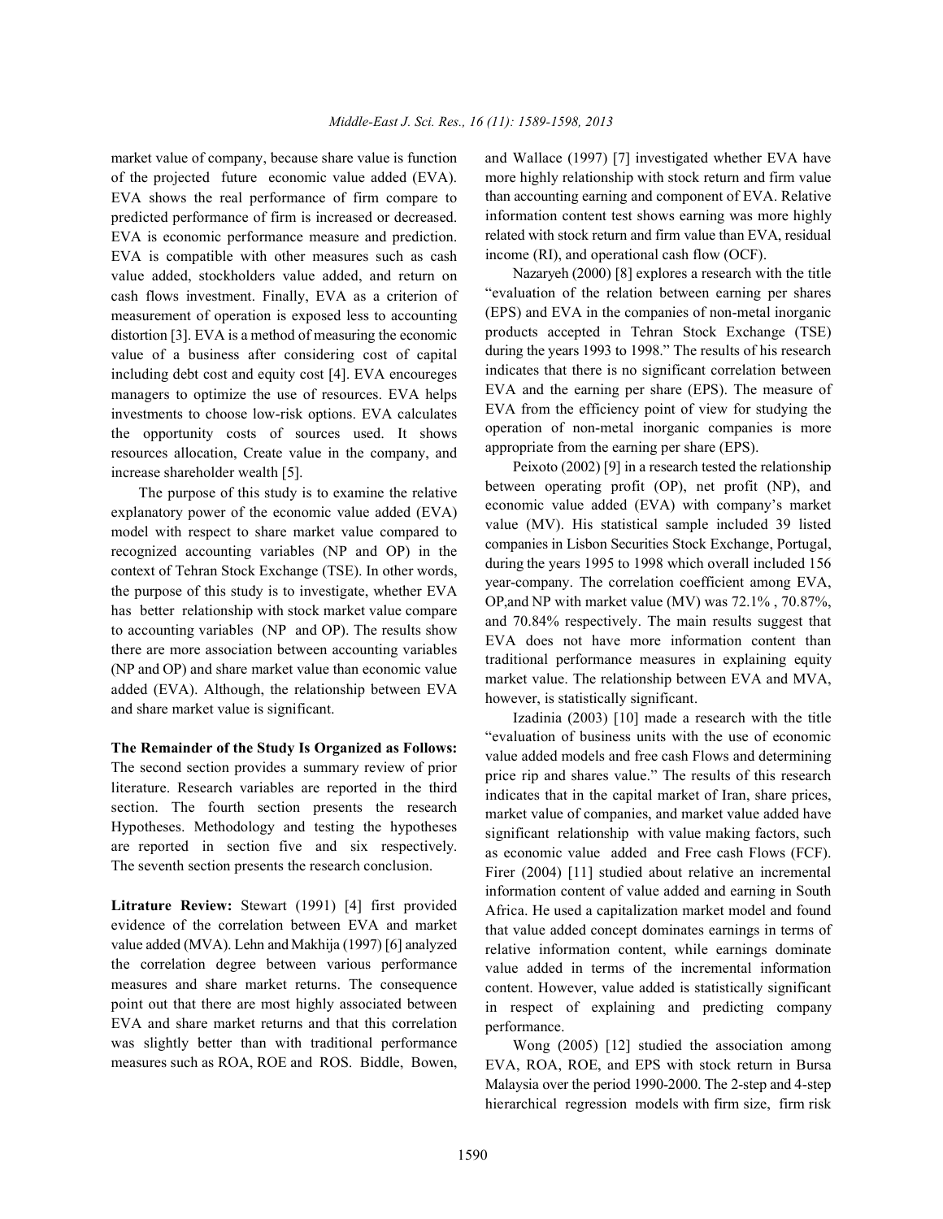market value of company, because share value is function of the projected future economic value added (EVA). EVA shows the real performance of firm compare to predicted performance of firm is increased or decreased. EVA is economic performance measure and prediction. EVA is compatible with other measures such as cash value added, stockholders value added, and return on cash flows investment. Finally, EVA as a criterion of measurement of operation is exposed less to accounting distortion [3]. EVA is a method of measuring the economic value of a business after considering cost of capital including debt cost and equity cost [4]. EVA encoureges managers to optimize the use of resources. EVA helps investments to choose low-risk options. EVA calculates the opportunity costs of sources used. It shows resources allocation, Create value in the company, and increase shareholder wealth [5].

The purpose of this study is to examine the relative explanatory power of the economic value added (EVA) model with respect to share market value compared to recognized accounting variables (NP and OP) in the context of Tehran Stock Exchange (TSE). In other words, the purpose of this study is to investigate, whether EVA has better relationship with stock market value compare to accounting variables (NP and OP). The results show there are more association between accounting variables (NP and OP) and share market value than economic value added (EVA). Although, the relationship between EVA and share market value is significant.

**The Remainder of the Study Is Organized as Follows:** The second section provides a summary review of prior literature. Research variables are reported in the third section. The fourth section presents the research Hypotheses. Methodology and testing the hypotheses are reported in section five and six respectively. The seventh section presents the research conclusion.

**Litrature Review:** Stewart (1991) [4] first provided evidence of the correlation between EVA and market value added (MVA). Lehn and Makhija (1997) [6] analyzed the correlation degree between various performance measures and share market returns. The consequence point out that there are most highly associated between EVA and share market returns and that this correlation was slightly better than with traditional performance measures such as ROA, ROE and ROS. Biddle, Bowen, and Wallace (1997) [7] investigated whether EVA have more highly relationship with stock return and firm value than accounting earning and component of EVA. Relative information content test shows earning was more highly related with stock return and firm value than EVA, residual income (RI), and operational cash flow (OCF).

Nazaryeh (2000) [8] explores a research with the title "evaluation of the relation between earning per shares (EPS) and EVA in the companies of non-metal inorganic products accepted in Tehran Stock Exchange (TSE) during the years 1993 to 1998." The results of his research indicates that there is no significant correlation between EVA and the earning per share (EPS). The measure of EVA from the efficiency point of view for studying the operation of non-metal inorganic companies is more appropriate from the earning per share (EPS).

Peixoto (2002) [9] in a research tested the relationship between operating profit (OP), net profit (NP), and economic value added (EVA) with company's market value (MV). His statistical sample included 39 listed companies in Lisbon Securities Stock Exchange, Portugal, during the years 1995 to 1998 which overall included 156 year-company. The correlation coefficient among EVA, OP,and NP with market value (MV) was 72.1% , 70.87%, and 70.84% respectively. The main results suggest that EVA does not have more information content than traditional performance measures in explaining equity market value. The relationship between EVA and MVA, however, is statistically significant.

Izadinia (2003) [10] made a research with the title "evaluation of business units with the use of economic value added models and free cash Flows and determining price rip and shares value." The results of this research indicates that in the capital market of Iran, share prices, market value of companies, and market value added have significant relationship with value making factors, such as economic value added and Free cash Flows (FCF). Firer (2004) [11] studied about relative an incremental information content of value added and earning in South Africa. He used a capitalization market model and found that value added concept dominates earnings in terms of relative information content, while earnings dominate value added in terms of the incremental information content. However, value added is statistically significant in respect of explaining and predicting company performance.

Wong (2005) [12] studied the association among EVA, ROA, ROE, and EPS with stock return in Bursa Malaysia over the period 1990-2000. The 2-step and 4-step hierarchical regression models with firm size, firm risk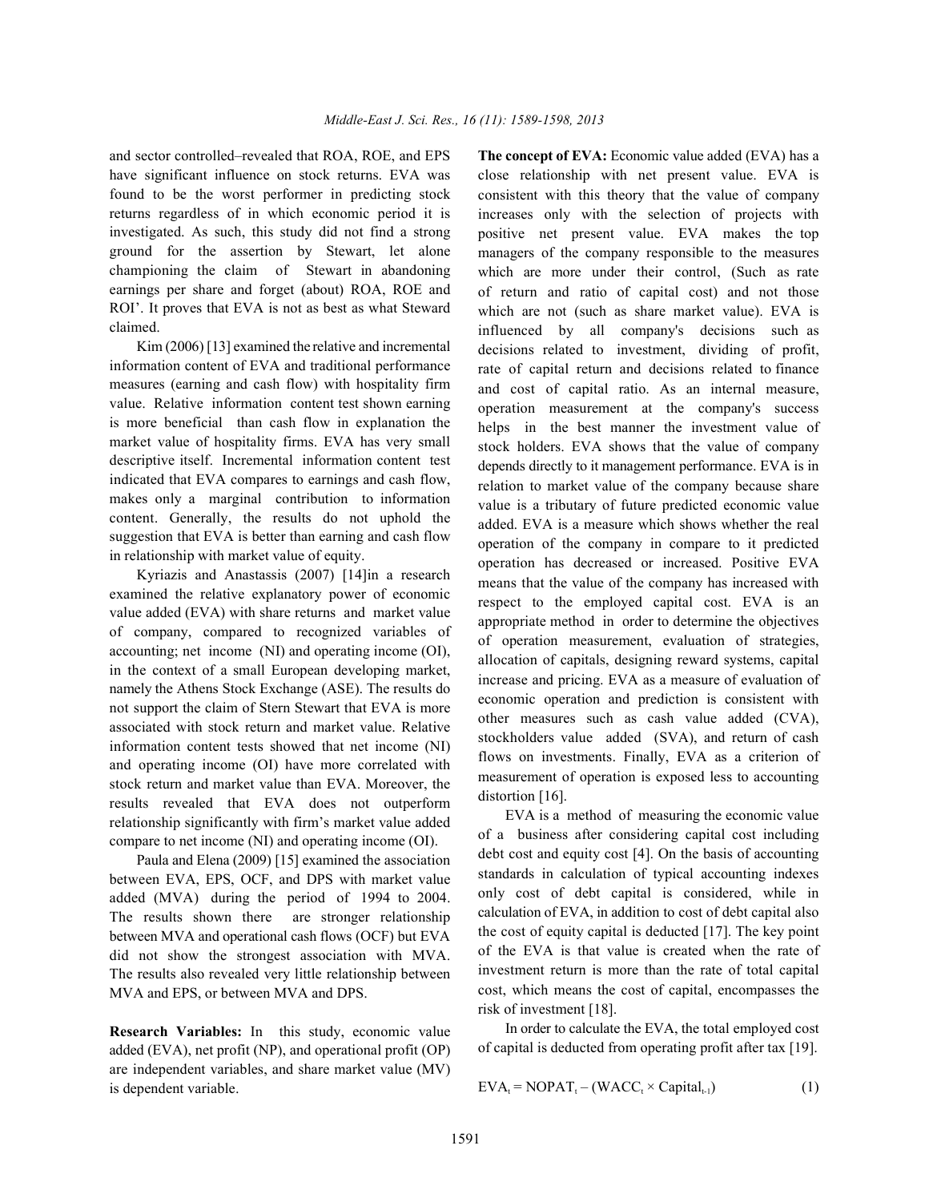and sector controlled–revealed that ROA, ROE, and EPS have significant influence on stock returns. EVA was found to be the worst performer in predicting stock returns regardless of in which economic period it is investigated. As such, this study did not find a strong ground for the assertion by Stewart, let alone championing the claim of Stewart in abandoning earnings per share and forget (about) ROA, ROE and ROI'. It proves that EVA is not as best as what Steward claimed.

Kim (2006) [13] examined the relative and incremental information content of EVA and traditional performance measures (earning and cash flow) with hospitality firm value. Relative information content test shown earning is more beneficial than cash flow in explanation the market value of hospitality firms. EVA has very small descriptive itself. Incremental information content test indicated that EVA compares to earnings and cash flow, makes only a marginal contribution to information content. Generally, the results do not uphold the suggestion that EVA is better than earning and cash flow in relationship with market value of equity.

Kyriazis and Anastassis (2007) [14]in a research examined the relative explanatory power of economic value added (EVA) with share returns and market value of company, compared to recognized variables of accounting; net income (NI) and operating income (OI), in the context of a small European developing market, namely the Athens Stock Exchange (ASE). The results do not support the claim of Stern Stewart that EVA is more associated with stock return and market value. Relative information content tests showed that net income (NI) and operating income (OI) have more correlated with stock return and market value than EVA. Moreover, the results revealed that EVA does not outperform relationship significantly with firm's market value added compare to net income (NI) and operating income (OI).

Paula and Elena (2009) [15] examined the association between EVA, EPS, OCF, and DPS with market value added (MVA) during the period of 1994 to 2004. The results shown there are stronger relationship between MVA and operational cash flows (OCF) but EVA did not show the strongest association with MVA. The results also revealed very little relationship between MVA and EPS, or between MVA and DPS.

**Research Variables:** In this study, economic value added (EVA), net profit (NP), and operational profit (OP) are independent variables, and share market value (MV) is dependent variable.

**The concept of EVA:** Economic value added (EVA) has a close relationship with net present value. EVA is consistent with this theory that the value of company increases only with the selection of projects with positive net present value. EVA makes the top managers of the company responsible to the measures which are more under their control, (Such as rate of return and ratio of capital cost) and not those which are not (such as share market value). EVA is influenced by all company's decisions such as decisions related to investment, dividing of profit, rate of capital return and decisions related to finance and cost of capital ratio. As an internal measure, operation measurement at the company's success helps in the best manner the investment value of stock holders. EVA shows that the value of company depends directly to it management performance. EVA is in relation to market value of the company because share value is a tributary of future predicted economic value added. EVA is a measure which shows whether the real operation of the company in compare to it predicted operation has decreased or increased. Positive EVA means that the value of the company has increased with respect to the employed capital cost. EVA is an appropriate method in order to determine the objectives of operation measurement, evaluation of strategies, allocation of capitals, designing reward systems, capital increase and pricing. EVA as a measure of evaluation of economic operation and prediction is consistent with other measures such as cash value added (CVA), stockholders value added (SVA), and return of cash flows on investments. Finally, EVA as a criterion of measurement of operation is exposed less to accounting distortion [16].

EVA is a method of measuring the economic value of a business after considering capital cost including debt cost and equity cost [4]. On the basis of accounting standards in calculation of typical accounting indexes only cost of debt capital is considered, while in calculation of EVA, in addition to cost of debt capital also the cost of equity capital is deducted [17]. The key point of the EVA is that value is created when the rate of investment return is more than the rate of total capital cost, which means the cost of capital, encompasses the risk of investment [18].

In order to calculate the EVA, the total employed cost of capital is deducted from operating profit after tax [19].

$$EVA_t = NOPAT_t - (WACC_t \times Capital_{t-1}) \qquad (1)$$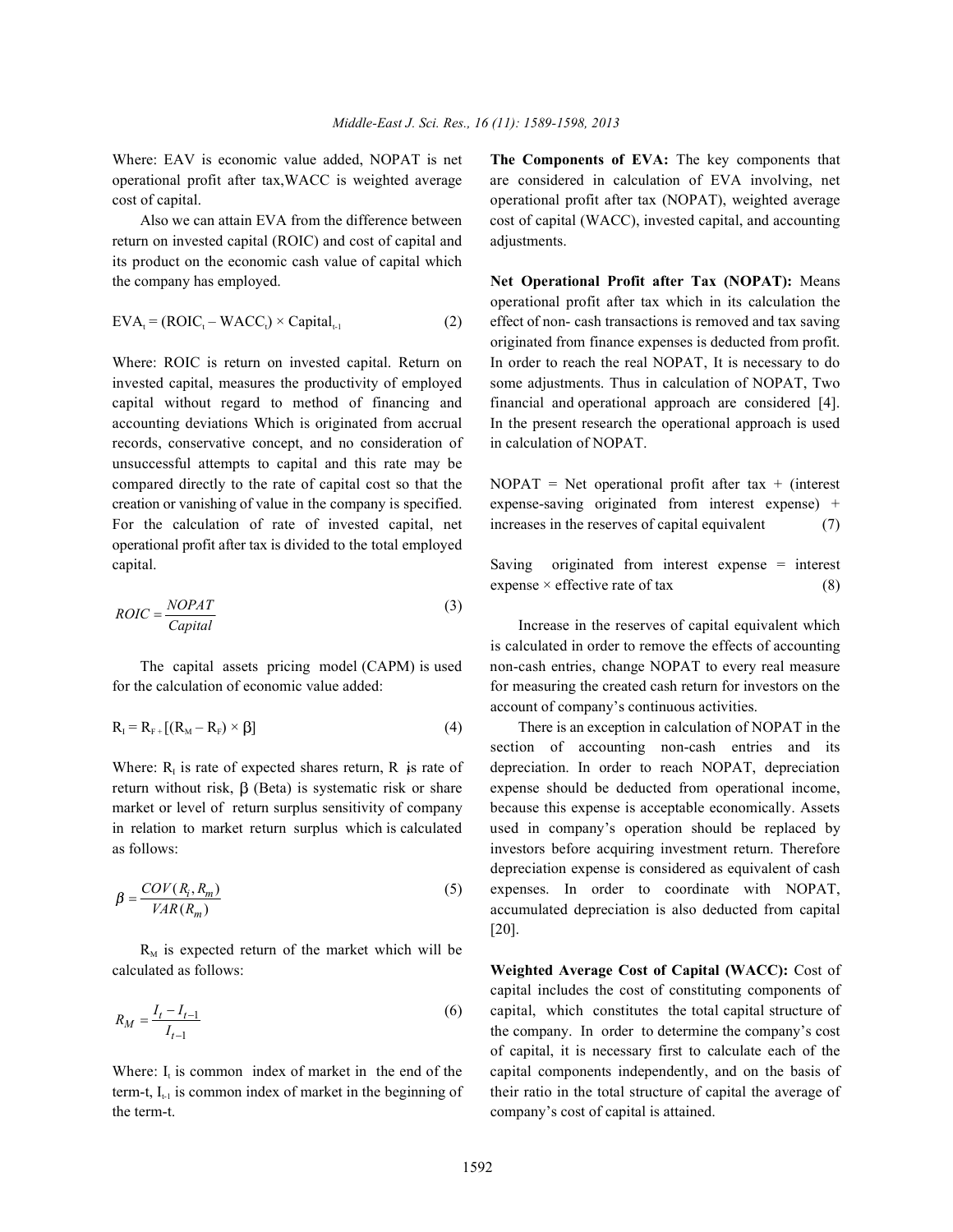Where: EAV is economic value added, NOPAT is net operational profit after tax,WACC is weighted average cost of capital.

Also we can attain EVA from the difference between return on invested capital (ROIC) and cost of capital and its product on the economic cash value of capital which the company has employed.

$$EVA_t = (ROIC_t - WACC_t) \times Capital_{t-1} \quad (2)$$

Where: ROIC is return on invested capital. Return on invested capital, measures the productivity of employed capital without regard to method of financing and accounting deviations Which is originated from accrual records, conservative concept, and no consideration of unsuccessful attempts to capital and this rate may be compared directly to the rate of capital cost so that the creation or vanishing of value in the company is specified. For the calculation of rate of invested capital, net operational profit after tax is divided to the total employed capital.

$$ROIC = \frac{NOPAT}{Capital} \quad (3)$$

The capital assets pricing model (CAPM) is used for the calculation of economic value added:

$$R_I = R_F + [(R_M - R_F) \times \beta] \quad (4)$$

Where: $R_I$ is rate of expected shares return, $R_F$ is rate of return without risk, β (Beta) is systematic risk or share market or level of return surplus sensitivity of company in relation to market return surplus which is calculated as follows:

$$\beta = \frac{COV(R_i, R_m)}{VAR(R_m)} \quad (5)$$

$R_M$ is expected return of the market which will be calculated as follows:

$$R_M = \frac{I_t - I_{t-1}}{I_{t-1}} \quad (6)$$

Where: $I_t$ is common index of market in the end of the term-t, $I_{t-1}$ is common index of market in the beginning of the term-t.

**The Components of EVA:** The key components that are considered in calculation of EVA involving, net operational profit after tax (NOPAT), weighted average cost of capital (WACC), invested capital, and accounting adjustments.

**Net Operational Profit after Tax (NOPAT):** Means operational profit after tax which in its calculation the effect of non- cash transactions is removed and tax saving originated from finance expenses is deducted from profit. In order to reach the real NOPAT, It is necessary to do some adjustments. Thus in calculation of NOPAT, Two financial and operational approach are considered [4]. In the present research the operational approach is used in calculation of NOPAT.

NOPAT = Net operational profit after tax + (interest expense-saving originated from interest expense) + increases in the reserves of capital equivalent (7)

Saving originated from interest expense = interest expense × effective rate of tax (8)

Increase in the reserves of capital equivalent which is calculated in order to remove the effects of accounting non-cash entries, change NOPAT to every real measure for measuring the created cash return for investors on the account of company's continuous activities.

There is an exception in calculation of NOPAT in the section of accounting non-cash entries and its depreciation. In order to reach NOPAT, depreciation expense should be deducted from operational income, because this expense is acceptable economically. Assets used in company's operation should be replaced by investors before acquiring investment return. Therefore depreciation expense is considered as equivalent of cash expenses. In order to coordinate with NOPAT, accumulated depreciation is also deducted from capital [20].

**Weighted Average Cost of Capital (WACC):** Cost of capital includes the cost of constituting components of capital, which constitutes the total capital structure of the company. In order to determine the company's cost of capital, it is necessary first to calculate each of the capital components independently, and on the basis of their ratio in the total structure of capital the average of company's cost of capital is attained.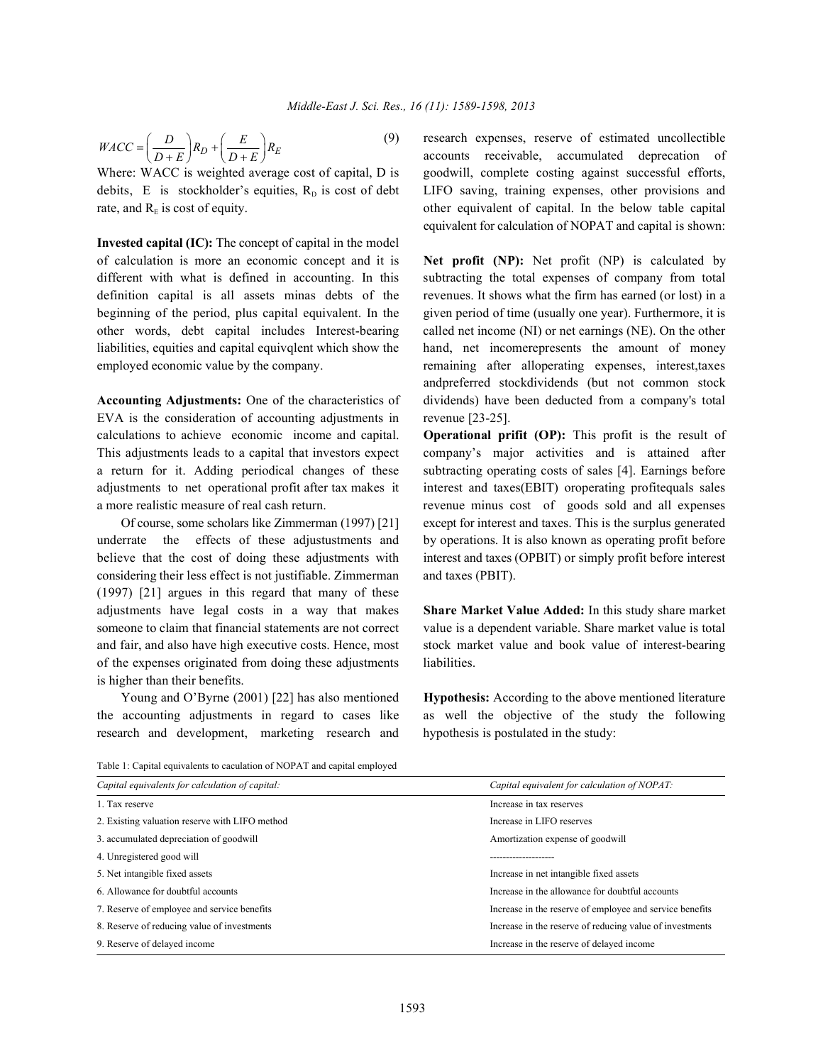$$WACC = \left(\frac{D}{D+E}\right)R_D + \left(\frac{E}{D+E}\right)R_E \tag{9}$$

Where: WACC is weighted average cost of capital, D is debits, E is stockholder's equities, $R_D$ is cost of debt rate, and $R_E$ is cost of equity.

**Invested capital (IC):** The concept of capital in the model of calculation is more an economic concept and it is different with what is defined in accounting. In this definition capital is all assets minas debts of the beginning of the period, plus capital equivalent. In the other words, debt capital includes Interest-bearing liabilities, equities and capital equivqlent which show the employed economic value by the company.

**Accounting Adjustments:** One of the characteristics of EVA is the consideration of accounting adjustments in calculations to achieve economic income and capital. This adjustments leads to a capital that investors expect a return for it. Adding periodical changes of these adjustments to net operational profit after tax makes it a more realistic measure of real cash return.

Of course, some scholars like Zimmerman (1997) [21] underrate the effects of these adjustustments and believe that the cost of doing these adjustments with considering their less effect is not justifiable. Zimmerman (1997) [21] argues in this regard that many of these adjustments have legal costs in a way that makes someone to claim that financial statements are not correct and fair, and also have high executive costs. Hence, most of the expenses originated from doing these adjustments is higher than their benefits.

Young and O'Byrne (2001) [22] has also mentioned the accounting adjustments in regard to cases like research and development, marketing research and research expenses, reserve of estimated uncollectible accounts receivable, accumulated deprecation of goodwill, complete costing against successful efforts, LIFO saving, training expenses, other provisions and other equivalent of capital. In the below table capital equivalent for calculation of NOPAT and capital is shown:

**Net profit (NP):** Net profit (NP) is calculated by subtracting the total expenses of company from total revenues. It shows what the firm has earned (or lost) in a given period of time (usually one year). Furthermore, it is called net income (NI) or net earnings (NE). On the other hand, net incomerepresents the amount of money remaining after alloperating expenses, interest,taxes andpreferred stockdividends (but not common stock dividends) have been deducted from a company's total revenue [23-25].

**Operational prifit (OP):** This profit is the result of company's major activities and is attained after subtracting operating costs of sales [4]. Earnings before interest and taxes(EBIT) oroperating profitequals sales revenue minus cost of goods sold and all expenses except for interest and taxes. This is the surplus generated by operations. It is also known as operating profit before interest and taxes (OPBIT) or simply profit before interest and taxes (PBIT).

**Share Market Value Added:** In this study share market value is a dependent variable. Share market value is total stock market value and book value of interest-bearing liabilities.

**Hypothesis:** According to the above mentioned literature as well the objective of the study the following hypothesis is postulated in the study:

Table 1: Capital equivalents to caculation of NOPAT and capital employed

| *Capital equivalents for calculation of capital:* | *Capital equivalent for calculation of NOPAT:* |
|---|---|
| 1. Tax reserve | Increase in tax reserves |
| 2. Existing valuation reserve with LIFO method | Increase in LIFO reserves |
| 3. accumulated depreciation of goodwill | Amortization expense of goodwill |
| 4. Unregistered good will | -------------------- |
| 5. Net intangible fixed assets | Increase in net intangible fixed assets |
| 6. Allowance for doubtful accounts | Increase in the allowance for doubtful accounts |
| 7. Reserve of employee and service benefits | Increase in the reserve of employee and service benefits |
| 8. Reserve of reducing value of investments | Increase in the reserve of reducing value of investments |
| 9. Reserve of delayed income | Increase in the reserve of delayed income |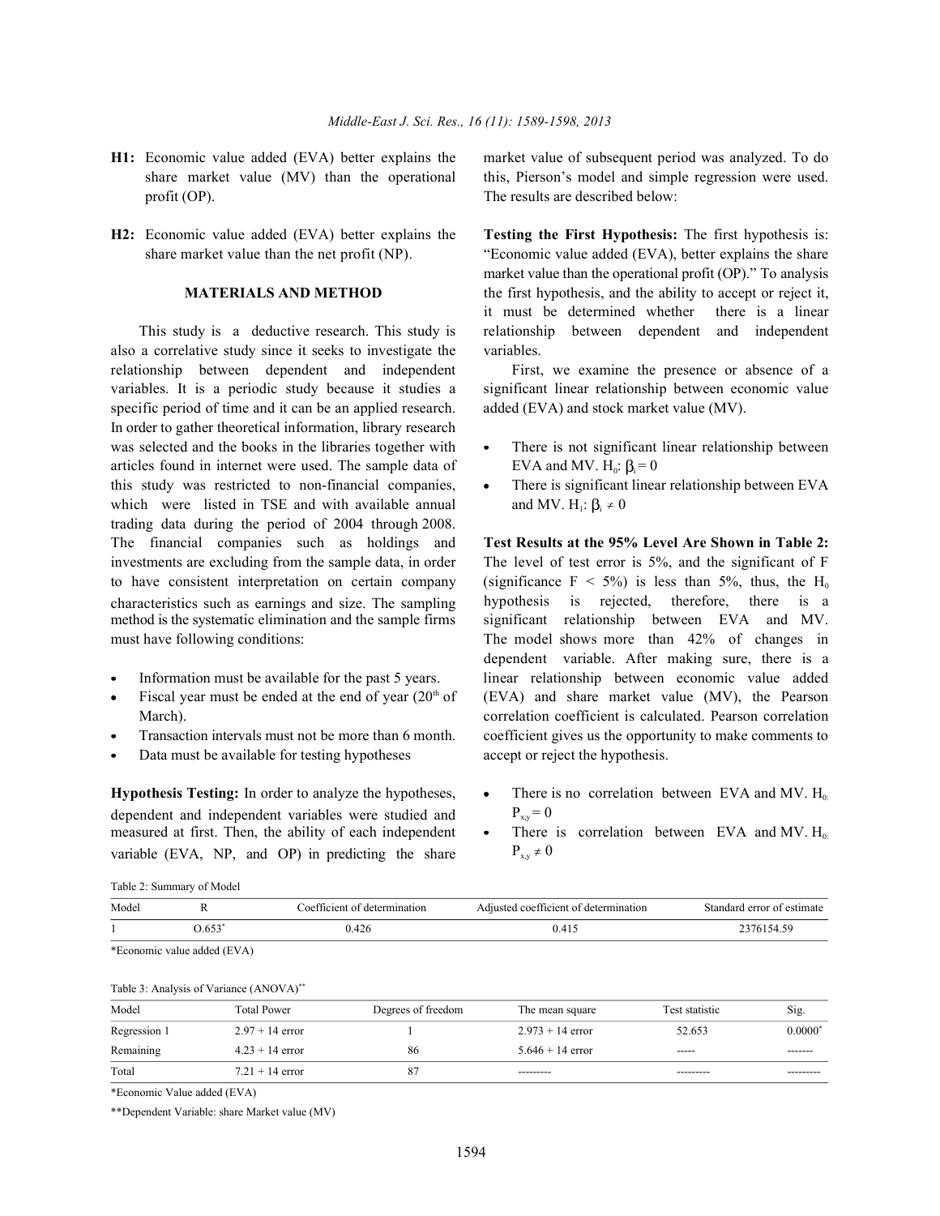**H1:** Economic value added (EVA) better explains the share market value (MV) than the operational profit (OP).

**H2:** Economic value added (EVA) better explains the share market value than the net profit (NP).

## MATERIALS AND METHOD

This study is a deductive research. This study is also a correlative study since it seeks to investigate the relationship between dependent and independent variables. It is a periodic study because it studies a specific period of time and it can be an applied research. In order to gather theoretical information, library research was selected and the books in the libraries together with articles found in internet were used. The sample data of this study was restricted to non-financial companies, which were listed in TSE and with available annual trading data during the period of 2004 through 2008. The financial companies such as holdings and investments are excluding from the sample data, in order to have consistent interpretation on certain company characteristics such as earnings and size. The sampling method is the systematic elimination and the sample firms must have following conditions:

- Information must be available for the past 5 years.
- Fiscal year must be ended at the end of year (20th of March).
- Transaction intervals must not be more than 6 month.
- Data must be available for testing hypotheses

**Hypothesis Testing:** In order to analyze the hypotheses, dependent and independent variables were studied and measured at first. Then, the ability of each independent variable (EVA, NP, and OP) in predicting the share market value of subsequent period was analyzed. To do this, Pierson's model and simple regression were used. The results are described below:

**Testing the First Hypothesis:** The first hypothesis is: "Economic value added (EVA), better explains the share market value than the operational profit (OP)." To analysis the first hypothesis, and the ability to accept or reject it, it must be determined whether there is a linear relationship between dependent and independent variables.

First, we examine the presence or absence of a significant linear relationship between economic value added (EVA) and stock market value (MV).

- There is not significant linear relationship between EVA and MV. $H_0$: $\beta_i = 0$
- There is significant linear relationship between EVA and MV. $H_1$: $\beta_i \neq 0$

**Test Results at the 95% Level Are Shown in Table 2:** The level of test error is 5%, and the significant of F (significance F < 5%) is less than 5%, thus, the $H_0$ hypothesis is rejected, therefore, there is a significant relationship between EVA and MV. The model shows more than 42% of changes in dependent variable. After making sure, there is a linear relationship between economic value added (EVA) and share market value (MV), the Pearson correlation coefficient is calculated. Pearson correlation coefficient gives us the opportunity to make comments to accept or reject the hypothesis.

- There is no correlation between EVA and MV. $H_0$: $P_{x,y} = 0$
- There is correlation between EVA and MV. $H_0$: $P_{x,y} \neq 0$

Table 2: Summary of Model

| Model | R | Coefficient of determination | Adjusted coefficient of determination | Standard error of estimate |
|---|---|---|---|---|
| 1 | O.653* | 0.426 | 0.415 | 2376154.59 |

*Economic value added (EVA)

Table 3: Analysis of Variance (ANOVA)**

| Model | Total Power | Degrees of freedom | The mean square | Test statistic | Sig. |
|---|---|---|---|---|---|
| Regression 1 | 2.97 + 14 error | 1 | 2.973 + 14 error | 52.653 | 0.0000* |
| Remaining | 4.23 + 14 error | 86 | 5.646 + 14 error | ----- | ------- |
| Total | 7.21 + 14 error | 87 | --------- | --------- | --------- |

*Economic Value added (EVA)

**Dependent Variable: share Market value (MV)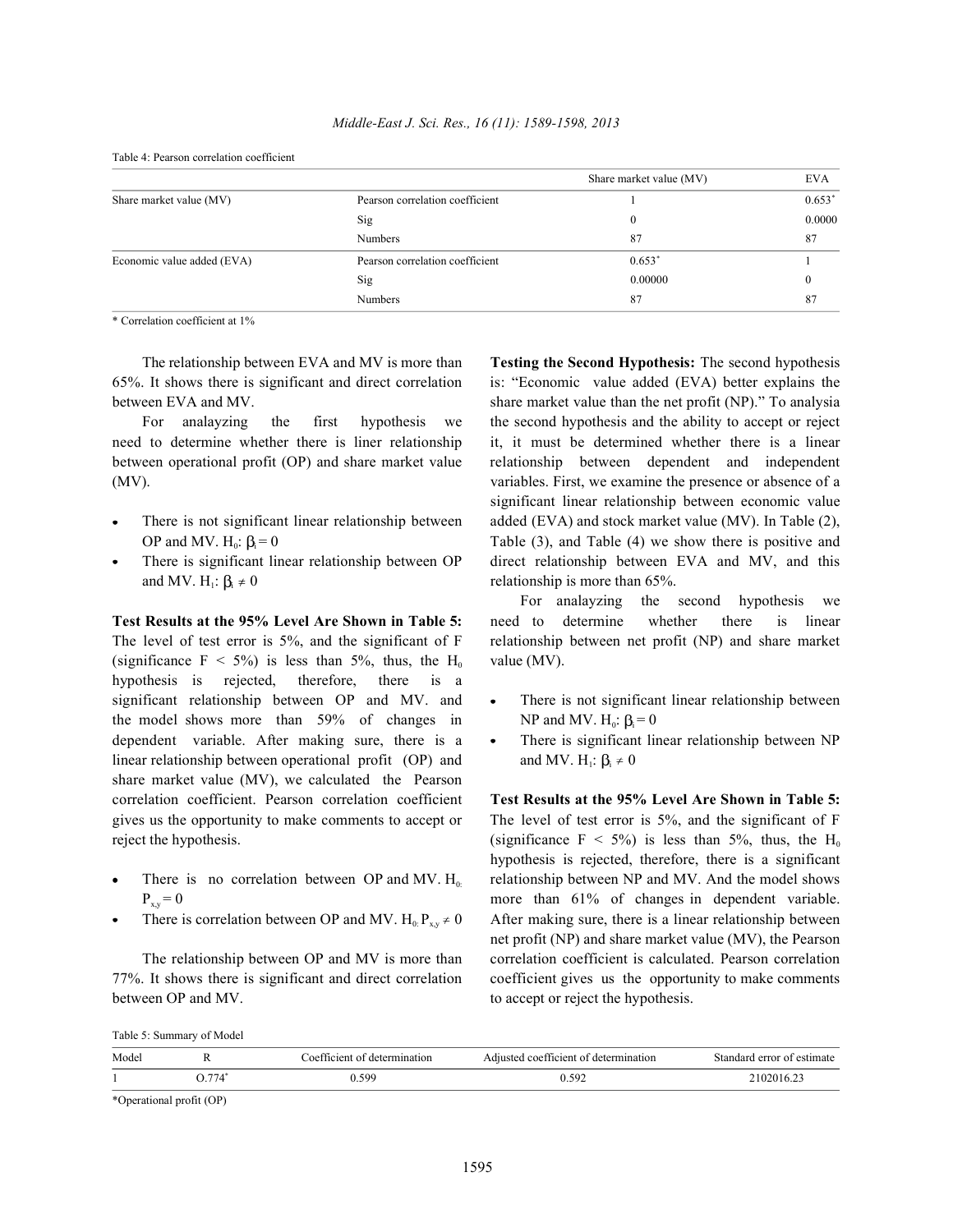Table 4: Pearson correlation coefficient

| | | Share market value (MV) | EVA |
|---|---|---|---|
| Share market value (MV) | Pearson correlation coefficient | 1 | 0.653* |
| | Sig | 0 | 0.0000 |
| | Numbers | 87 | 87 |
| Economic value added (EVA) | Pearson correlation coefficient | 0.653* | 1 |
| | Sig | 0.00000 | 0 |
| | Numbers | 87 | 87 |

\* Correlation coefficient at 1%

The relationship between EVA and MV is more than 65%. It shows there is significant and direct correlation between EVA and MV.

For analayzing the first hypothesis we need to determine whether there is liner relationship between operational profit (OP) and share market value (MV).

- There is not significant linear relationship between OP and MV. $H_0$: $\beta_i = 0$
- There is significant linear relationship between OP and MV. $H_1$: $\beta_i \neq 0$

**Test Results at the 95% Level Are Shown in Table 5:** The level of test error is 5%, and the significant of F (significance F < 5%) is less than 5%, thus, the $H_0$ hypothesis is rejected, therefore, there is a significant relationship between OP and MV. and the model shows more than 59% of changes in dependent variable. After making sure, there is a linear relationship between operational profit (OP) and share market value (MV), we calculated the Pearson correlation coefficient. Pearson correlation coefficient gives us the opportunity to make comments to accept or reject the hypothesis.

- There is no correlation between OP and MV. $H_0$: $P_{x,y} = 0$
- There is correlation between OP and MV. $H_0$: $P_{x,y} \neq 0$

The relationship between OP and MV is more than 77%. It shows there is significant and direct correlation between OP and MV.

**Testing the Second Hypothesis:** The second hypothesis is: "Economic value added (EVA) better explains the share market value than the net profit (NP)." To analysia the second hypothesis and the ability to accept or reject it, it must be determined whether there is a linear relationship between dependent and independent variables. First, we examine the presence or absence of a significant linear relationship between economic value added (EVA) and stock market value (MV). In Table (2), Table (3), and Table (4) we show there is positive and direct relationship between EVA and MV, and this relationship is more than 65%.

For analayzing the second hypothesis we need to determine whether there is linear relationship between net profit (NP) and share market value (MV).

- There is not significant linear relationship between NP and MV. $H_0$: $\beta_i = 0$
- There is significant linear relationship between NP and MV. $H_1$: $\beta_i \neq 0$

**Test Results at the 95% Level Are Shown in Table 5:** The level of test error is 5%, and the significant of F (significance F < 5%) is less than 5%, thus, the $H_0$ hypothesis is rejected, therefore, there is a significant relationship between NP and MV. And the model shows more than 61% of changes in dependent variable. After making sure, there is a linear relationship between net profit (NP) and share market value (MV), the Pearson correlation coefficient is calculated. Pearson correlation coefficient gives us the opportunity to make comments to accept or reject the hypothesis.

Table 5: Summary of Model

| Model | R | Coefficient of determination | Adjusted coefficient of determination | Standard error of estimate |
|---|---|---|---|---|
| 1 | O.774* | 0.599 | 0.592 | 2102016.23 |

\*Operational profit (OP)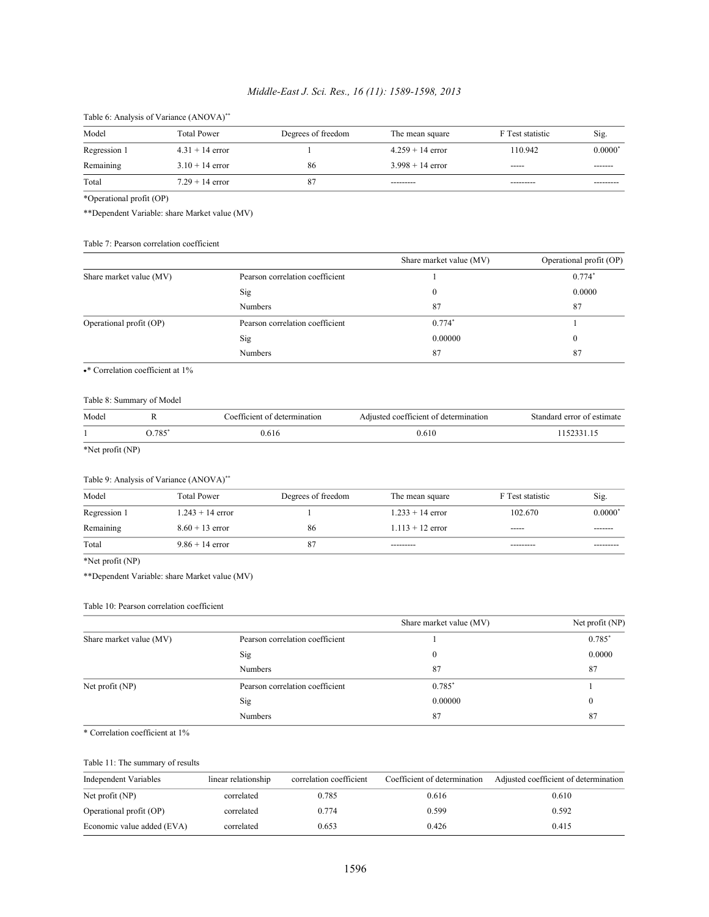Table 6: Analysis of Variance (ANOVA)**

| Model | Total Power | Degrees of freedom | The mean square | F Test statistic | Sig. |
|---|---|---|---|---|---|
| Regression 1 | 4.31 + 14 error | 1 | 4.259 + 14 error | 110.942 | 0.0000* |
| Remaining | 3.10 + 14 error | 86 | 3.998 + 14 error | ----- | ------- |
| Total | 7.29 + 14 error | 87 | --------- | --------- | --------- |

*Operational profit (OP)

**Dependent Variable: share Market value (MV)

Table 7: Pearson correlation coefficient

| | | Share market value (MV) | Operational profit (OP) |
|---|---|---|---|
| Share market value (MV) | Pearson correlation coefficient | 1 | 0.774* |
| | Sig | 0 | 0.0000 |
| | Numbers | 87 | 87 |
| Operational profit (OP) | Pearson correlation coefficient | 0.774* | 1 |
| | Sig | 0.00000 | 0 |
| | Numbers | 87 | 87 |

- * Correlation coefficient at 1%

Table 8: Summary of Model

| Model | R | Coefficient of determination | Adjusted coefficient of determination | Standard error of estimate |
|---|---|---|---|---|
| 1 | O.785* | 0.616 | 0.610 | 1152331.15 |

*Net profit (NP)

Table 9: Analysis of Variance (ANOVA)**

| Model | Total Power | Degrees of freedom | The mean square | F Test statistic | Sig. |
|---|---|---|---|---|---|
| Regression 1 | 1.243 + 14 error | 1 | 1.233 + 14 error | 102.670 | 0.0000* |
| Remaining | 8.60 + 13 error | 86 | 1.113 + 12 error | ----- | ------- |
| Total | 9.86 + 14 error | 87 | --------- | --------- | --------- |

*Net profit (NP)

**Dependent Variable: share Market value (MV)

Table 10: Pearson correlation coefficient

| | | Share market value (MV) | Net profit (NP) |
|---|---|---|---|
| Share market value (MV) | Pearson correlation coefficient | 1 | 0.785* |
| | Sig | 0 | 0.0000 |
| | Numbers | 87 | 87 |
| Net profit (NP) | Pearson correlation coefficient | 0.785* | 1 |
| | Sig | 0.00000 | 0 |
| | Numbers | 87 | 87 |

* Correlation coefficient at 1%

Table 11: The summary of results

| Independent Variables | linear relationship | correlation coefficient | Coefficient of determination | Adjusted coefficient of determination |
|---|---|---|---|---|
| Net profit (NP) | correlated | 0.785 | 0.616 | 0.610 |
| Operational profit (OP) | correlated | 0.774 | 0.599 | 0.592 |
| Economic value added (EVA) | correlated | 0.653 | 0.426 | 0.415 |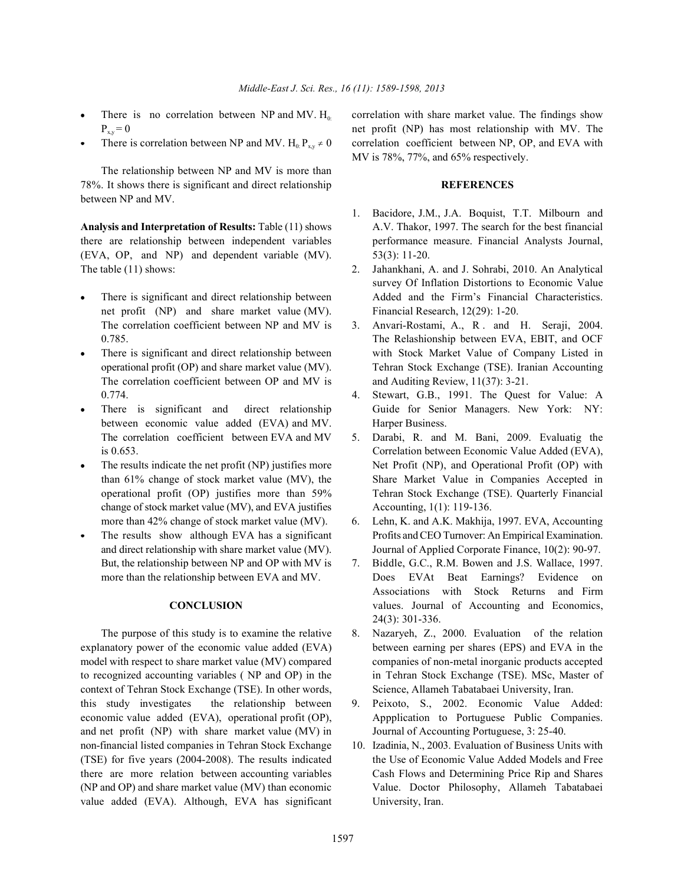- There is no correlation between NP and MV. $H_0: P_{x,y} = 0$
- There is correlation between NP and MV. $H_0: P_{x,y} \neq 0$

The relationship between NP and MV is more than 78%. It shows there is significant and direct relationship between NP and MV.

**Analysis and Interpretation of Results:** Table (11) shows there are relationship between independent variables (EVA, OP, and NP) and dependent variable (MV). The table (11) shows:

- There is significant and direct relationship between net profit (NP) and share market value (MV). The correlation coefficient between NP and MV is 0.785.
- There is significant and direct relationship between operational profit (OP) and share market value (MV). The correlation coefficient between OP and MV is 0.774.
- There is significant and direct relationship between economic value added (EVA) and MV. The correlation coefficient between EVA and MV is 0.653.
- The results indicate the net profit (NP) justifies more than 61% change of stock market value (MV), the operational profit (OP) justifies more than 59% change of stock market value (MV), and EVA justifies more than 42% change of stock market value (MV).
- The results show although EVA has a significant and direct relationship with share market value (MV). But, the relationship between NP and OP with MV is more than the relationship between EVA and MV.

## CONCLUSION

The purpose of this study is to examine the relative explanatory power of the economic value added (EVA) model with respect to share market value (MV) compared to recognized accounting variables ( NP and OP) in the context of Tehran Stock Exchange (TSE). In other words, this study investigates the relationship between economic value added (EVA), operational profit (OP), and net profit (NP) with share market value (MV) in non-financial listed companies in Tehran Stock Exchange (TSE) for five years (2004-2008). The results indicated there are more relation between accounting variables (NP and OP) and share market value (MV) than economic value added (EVA). Although, EVA has significant correlation with share market value. The findings show net profit (NP) has most relationship with MV. The correlation coefficient between NP, OP, and EVA with MV is 78%, 77%, and 65% respectively.

## REFERENCES

1. Bacidore, J.M., J.A. Boquist, T.T. Milbourn and A.V. Thakor, 1997. The search for the best financial performance measure. Financial Analysts Journal, 53(3): 11-20.
2. Jahankhani, A. and J. Sohrabi, 2010. An Analytical survey Of Inflation Distortions to Economic Value Added and the Firm's Financial Characteristics. Financial Research, 12(29): 1-20.
3. Anvari-Rostami, A., R . and H. Seraji, 2004. The Relashionship between EVA, EBIT, and OCF with Stock Market Value of Company Listed in Tehran Stock Exchange (TSE). Iranian Accounting and Auditing Review, 11(37): 3-21.
4. Stewart, G.B., 1991. The Quest for Value: A Guide for Senior Managers. New York: NY: Harper Business.
5. Darabi, R. and M. Bani, 2009. Evaluatig the Correlation between Economic Value Added (EVA), Net Profit (NP), and Operational Profit (OP) with Share Market Value in Companies Accepted in Tehran Stock Exchange (TSE). Quarterly Financial Accounting, 1(1): 119-136.
6. Lehn, K. and A.K. Makhija, 1997. EVA, Accounting Profits and CEO Turnover: An Empirical Examination. Journal of Applied Corporate Finance, 10(2): 90-97.
7. Biddle, G.C., R.M. Bowen and J.S. Wallace, 1997. Does EVAt Beat Earnings? Evidence on Associations with Stock Returns and Firm values. Journal of Accounting and Economics, 24(3): 301-336.
8. Nazaryeh, Z., 2000. Evaluation of the relation between earning per shares (EPS) and EVA in the companies of non-metal inorganic products accepted in Tehran Stock Exchange (TSE). MSc, Master of Science, Allameh Tabatabaei University, Iran.
9. Peixoto, S., 2002. Economic Value Added: Appplication to Portuguese Public Companies. Journal of Accounting Portuguese, 3: 25-40.
10. Izadinia, N., 2003. Evaluation of Business Units with the Use of Economic Value Added Models and Free Cash Flows and Determining Price Rip and Shares Value. Doctor Philosophy, Allameh Tabatabaei University, Iran.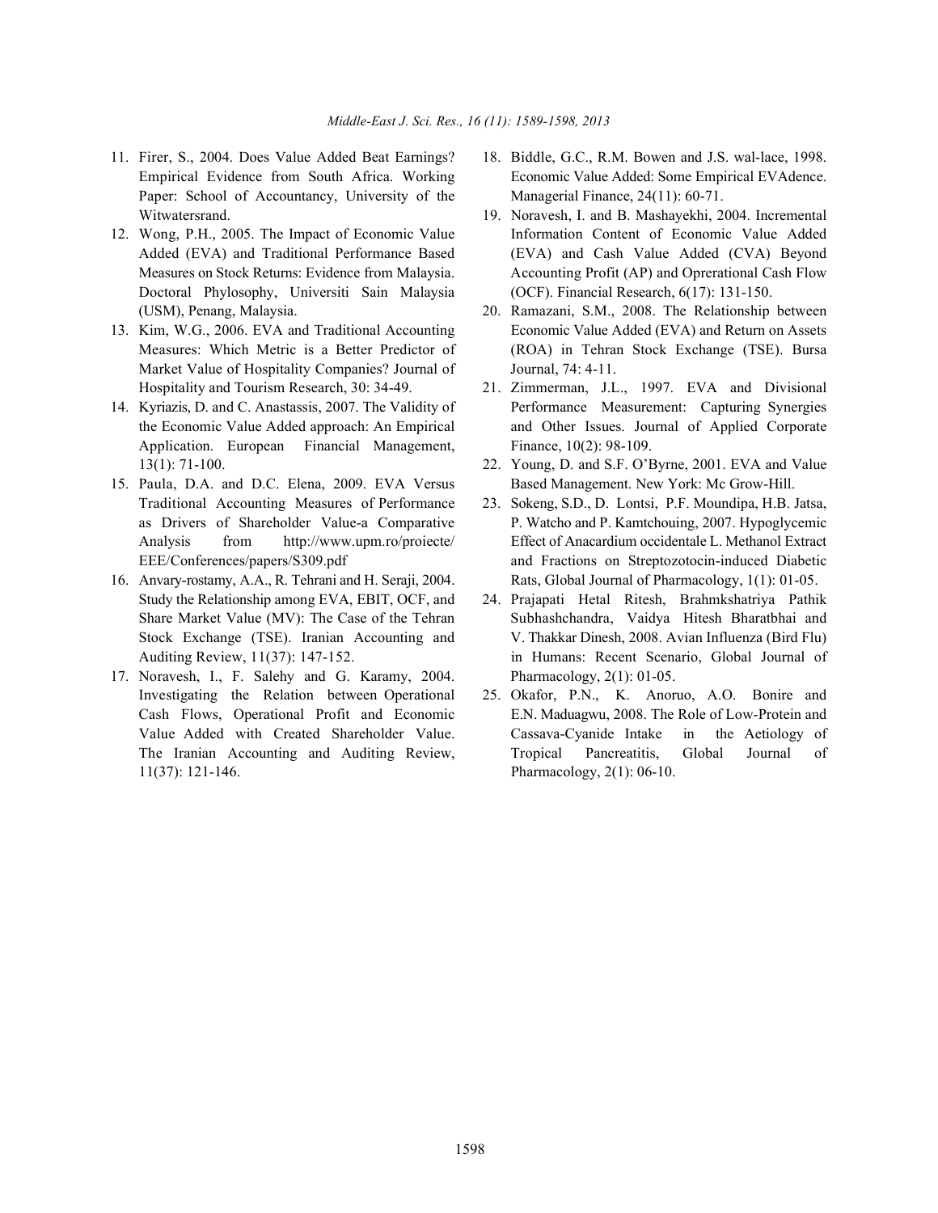11. Firer, S., 2004. Does Value Added Beat Earnings? Empirical Evidence from South Africa. Working Paper: School of Accountancy, University of the Witwatersrand.
12. Wong, P.H., 2005. The Impact of Economic Value Added (EVA) and Traditional Performance Based Measures on Stock Returns: Evidence from Malaysia. Doctoral Phylosophy, Universiti Sain Malaysia (USM), Penang, Malaysia.
13. Kim, W.G., 2006. EVA and Traditional Accounting Measures: Which Metric is a Better Predictor of Market Value of Hospitality Companies? Journal of Hospitality and Tourism Research, 30: 34-49.
14. Kyriazis, D. and C. Anastassis, 2007. The Validity of the Economic Value Added approach: An Empirical Application. European Financial Management, 13(1): 71-100.
15. Paula, D.A. and D.C. Elena, 2009. EVA Versus Traditional Accounting Measures of Performance as Drivers of Shareholder Value-a Comparative Analysis from http://www.upm.ro/proiecte/EEE/Conferences/papers/S309.pdf
16. Anvary-rostamy, A.A., R. Tehrani and H. Seraji, 2004. Study the Relationship among EVA, EBIT, OCF, and Share Market Value (MV): The Case of the Tehran Stock Exchange (TSE). Iranian Accounting and Auditing Review, 11(37): 147-152.
17. Noravesh, I., F. Salehy and G. Karamy, 2004. Investigating the Relation between Operational Cash Flows, Operational Profit and Economic Value Added with Created Shareholder Value. The Iranian Accounting and Auditing Review, 11(37): 121-146.
18. Biddle, G.C., R.M. Bowen and J.S. wal-lace, 1998. Economic Value Added: Some Empirical EVAdence. Managerial Finance, 24(11): 60-71.
19. Noravesh, I. and B. Mashayekhi, 2004. Incremental Information Content of Economic Value Added (EVA) and Cash Value Added (CVA) Beyond Accounting Profit (AP) and Oprerational Cash Flow (OCF). Financial Research, 6(17): 131-150.
20. Ramazani, S.M., 2008. The Relationship between Economic Value Added (EVA) and Return on Assets (ROA) in Tehran Stock Exchange (TSE). Bursa Journal, 74: 4-11.
21. Zimmerman, J.L., 1997. EVA and Divisional Performance Measurement: Capturing Synergies and Other Issues. Journal of Applied Corporate Finance, 10(2): 98-109.
22. Young, D. and S.F. O'Byrne, 2001. EVA and Value Based Management. New York: Mc Grow-Hill.
23. Sokeng, S.D., D. Lontsi, P.F. Moundipa, H.B. Jatsa, P. Watcho and P. Kamtchouing, 2007. Hypoglycemic Effect of Anacardium occidentale L. Methanol Extract and Fractions on Streptozotocin-induced Diabetic Rats, Global Journal of Pharmacology, 1(1): 01-05.
24. Prajapati Hetal Ritesh, Brahmkshatriya Pathik Subhashchandra, Vaidya Hitesh Bharatbhai and V. Thakkar Dinesh, 2008. Avian Influenza (Bird Flu) in Humans: Recent Scenario, Global Journal of Pharmacology, 2(1): 01-05.
25. Okafor, P.N., K. Anoruo, A.O. Bonire and E.N. Maduagwu, 2008. The Role of Low-Protein and Cassava-Cyanide Intake in the Aetiology of Tropical Pancreatitis, Global Journal of Pharmacology, 2(1): 06-10.